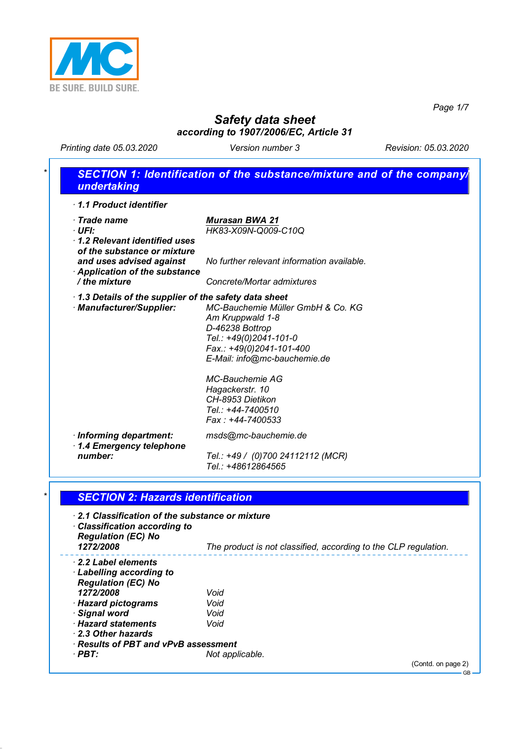# Safety data sheet

**according to 1907/2006/EC, Article 31**

*Printing date 05.03.2020* *Version number 3* *Revision: 05.03.2020*

## SECTION 1: Identification of the substance/mixture and of the company/undertaking

· **1.1 Product identifier**

· **Trade name** ***Murasan BWA 21***

· **UFI:** *HK83-X09N-Q009-C10Q*

· **1.2 Relevant identified uses of the substance or mixture and uses advised against** *No further relevant information available.*

· **Application of the substance / the mixture** *Concrete/Mortar admixtures*

· **1.3 Details of the supplier of the safety data sheet**

· **Manufacturer/Supplier:**

*MC-Bauchemie Müller GmbH & Co. KG*
*Am Kruppwald 1-8*
*D-46238 Bottrop*
*Tel.: +49(0)2041-101-0*
*Fax.: +49(0)2041-101-400*
*E-Mail: info@mc-bauchemie.de*

*MC-Bauchemie AG*
*Hagackerstr. 10*
*CH-8953 Dietikon*
*Tel.: +44-7400510*
*Fax : +44-7400533*

· **Informing department:** *msds@mc-bauchemie.de*

· **1.4 Emergency telephone number:**
*Tel.: +49 / (0)700 24112112 (MCR)*
*Tel.: +48612864565*

## SECTION 2: Hazards identification

· **2.1 Classification of the substance or mixture**

· **Classification according to Regulation (EC) No 1272/2008** *The product is not classified, according to the CLP regulation.*

· **2.2 Label elements**

· **Labelling according to Regulation (EC) No 1272/2008** *Void*

· **Hazard pictograms** *Void*

· **Signal word** *Void*

· **Hazard statements** *Void*

· **2.3 Other hazards**

· **Results of PBT and vPvB assessment**

· **PBT:** *Not applicable.*

(Contd. on page 2)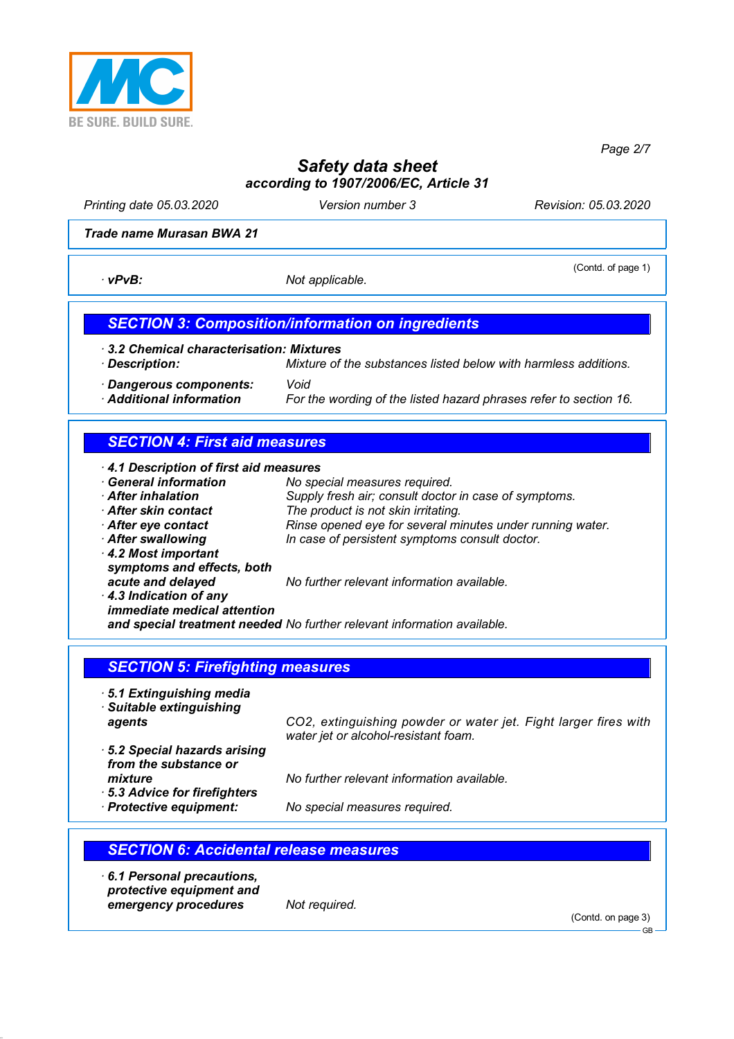**Safety data sheet**
**according to 1907/2006/EC, Article 31**

Printing date 05.03.2020 | Version number 3 | Revision: 05.03.2020

**Trade name Murasan BWA 21**

(Contd. of page 1)

· **vPvB:** Not applicable.

## SECTION 3: Composition/information on ingredients

· **3.2 Chemical characterisation: Mixtures**
· **Description:** Mixture of the substances listed below with harmless additions.

· **Dangerous components:** Void
· **Additional information** For the wording of the listed hazard phrases refer to section 16.

## SECTION 4: First aid measures

· **4.1 Description of first aid measures**
· **General information** No special measures required.
· **After inhalation** Supply fresh air; consult doctor in case of symptoms.
· **After skin contact** The product is not skin irritating.
· **After eye contact** Rinse opened eye for several minutes under running water.
· **After swallowing** In case of persistent symptoms consult doctor.
· **4.2 Most important symptoms and effects, both acute and delayed** No further relevant information available.
· **4.3 Indication of any immediate medical attention and special treatment needed** No further relevant information available.

## SECTION 5: Firefighting measures

· **5.1 Extinguishing media**
· **Suitable extinguishing agents** $CO_2$, extinguishing powder or water jet. Fight larger fires with water jet or alcohol-resistant foam.
· **5.2 Special hazards arising from the substance or mixture** No further relevant information available.
· **5.3 Advice for firefighters**
· **Protective equipment:** No special measures required.

## SECTION 6: Accidental release measures

· **6.1 Personal precautions, protective equipment and emergency procedures** Not required.

(Contd. on page 3)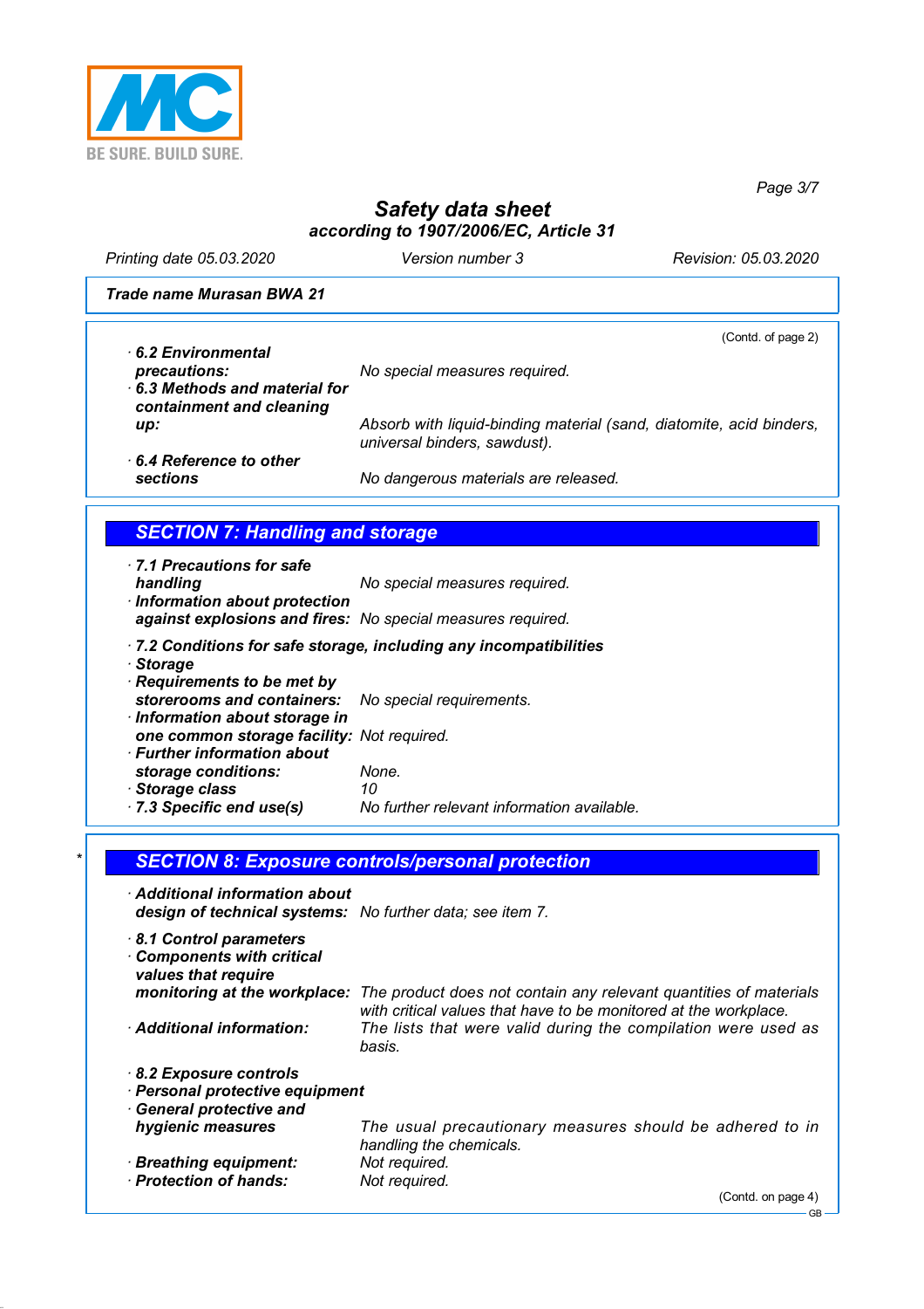# Safety data sheet
**according to 1907/2006/EC, Article 31**

Printing date 05.03.2020 Version number 3 Revision: 05.03.2020

**Trade name Murasan BWA 21**

(Contd. of page 2)

· **6.2 Environmental precautions:** No special measures required.

· **6.3 Methods and material for containment and cleaning up:** Absorb with liquid-binding material (sand, diatomite, acid binders, universal binders, sawdust).

· **6.4 Reference to other sections** No dangerous materials are released.

## SECTION 7: Handling and storage

· **7.1 Precautions for safe handling** No special measures required.

· **Information about protection against explosions and fires:** No special measures required.

· **7.2 Conditions for safe storage, including any incompatibilities**

· **Storage**

· **Requirements to be met by storerooms and containers:** No special requirements.

· **Information about storage in one common storage facility:** Not required.

· **Further information about storage conditions:** None.

· **Storage class** 10

· **7.3 Specific end use(s)** No further relevant information available.

## * SECTION 8: Exposure controls/personal protection

· **Additional information about design of technical systems:** No further data; see item 7.

· **8.1 Control parameters**

· **Components with critical values that require monitoring at the workplace:** The product does not contain any relevant quantities of materials with critical values that have to be monitored at the workplace.

· **Additional information:** The lists that were valid during the compilation were used as basis.

· **8.2 Exposure controls**

· **Personal protective equipment**

· **General protective and hygienic measures** The usual precautionary measures should be adhered to in handling the chemicals.

· **Breathing equipment:** Not required.

· **Protection of hands:** Not required.

(Contd. on page 4)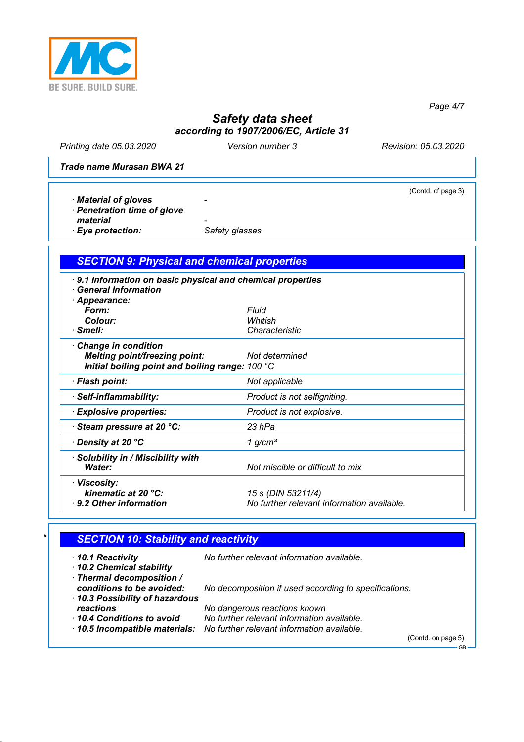**Safety data sheet**
**according to 1907/2006/EC, Article 31**

Printing date 05.03.2020 | Version number 3 | Revision: 05.03.2020

**Trade name Murasan BWA 21**

(Contd. of page 3)

- **Material of gloves** -
- **Penetration time of glove material** -
- **Eye protection:** Safety glasses

## SECTION 9: Physical and chemical properties

- **9.1 Information on basic physical and chemical properties**
- **General Information**
- **Appearance:**
  - **Form:** Fluid
  - **Colour:** Whitish
- **Smell:** Characteristic
- **Change in condition**
  - **Melting point/freezing point:** Not determined
  - **Initial boiling point and boiling range:** 100 °C
- **Flash point:** Not applicable
- **Self-inflammability:** Product is not selfigniting.
- **Explosive properties:** Product is not explosive.
- **Steam pressure at 20 °C:** 23 hPa
- **Density at 20 °C** 1 g/cm³
- **Solubility in / Miscibility with**
  - **Water:** Not miscible or difficult to mix
- **Viscosity:**
  - **kinematic at 20 °C:** 15 s (DIN 53211/4)
- **9.2 Other information** No further relevant information available.

## * SECTION 10: Stability and reactivity

- **10.1 Reactivity** No further relevant information available.
- **10.2 Chemical stability**
- **Thermal decomposition / conditions to be avoided:** No decomposition if used according to specifications.
- **10.3 Possibility of hazardous reactions** No dangerous reactions known
- **10.4 Conditions to avoid** No further relevant information available.
- **10.5 Incompatible materials:** No further relevant information available.

(Contd. on page 5)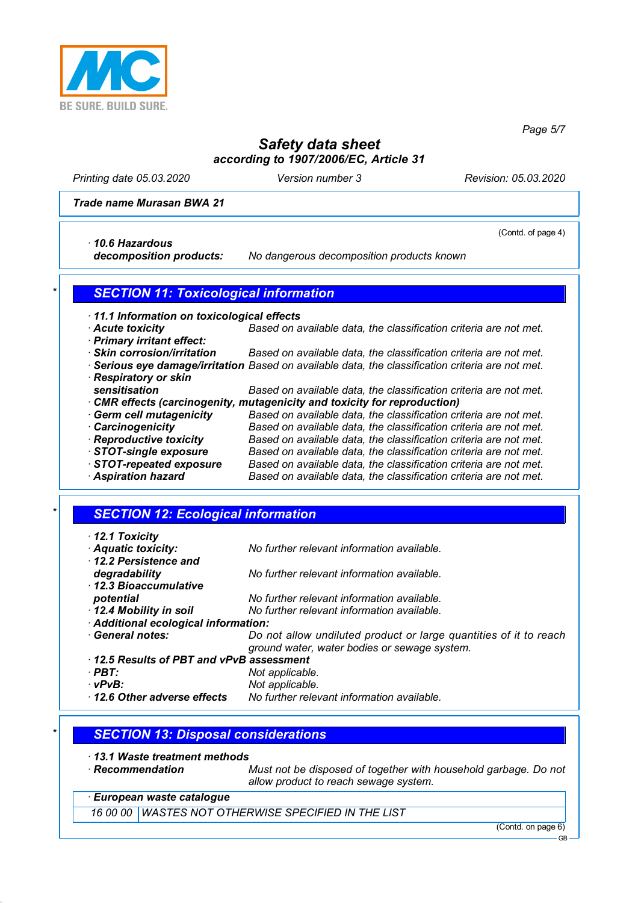**Trade name Murasan BWA 21**

(Contd. of page 4)

· **10.6 Hazardous decomposition products:** No dangerous decomposition products known

## SECTION 11: Toxicological information

· **11.1 Information on toxicological effects**
· **Acute toxicity** Based on available data, the classification criteria are not met.
· **Primary irritant effect:**
· **Skin corrosion/irritation** Based on available data, the classification criteria are not met.
· **Serious eye damage/irritation** Based on available data, the classification criteria are not met.
· **Respiratory or skin sensitisation** Based on available data, the classification criteria are not met.
· **CMR effects (carcinogenity, mutagenicity and toxicity for reproduction)**
· **Germ cell mutagenicity** Based on available data, the classification criteria are not met.
· **Carcinogenicity** Based on available data, the classification criteria are not met.
· **Reproductive toxicity** Based on available data, the classification criteria are not met.
· **STOT-single exposure** Based on available data, the classification criteria are not met.
· **STOT-repeated exposure** Based on available data, the classification criteria are not met.
· **Aspiration hazard** Based on available data, the classification criteria are not met.

## SECTION 12: Ecological information

· **12.1 Toxicity**
· **Aquatic toxicity:** No further relevant information available.
· **12.2 Persistence and degradability** No further relevant information available.
· **12.3 Bioaccumulative potential** No further relevant information available.
· **12.4 Mobility in soil** No further relevant information available.
· **Additional ecological information:**
· **General notes:** Do not allow undiluted product or large quantities of it to reach ground water, water bodies or sewage system.
· **12.5 Results of PBT and vPvB assessment**
· **PBT:** Not applicable.
· **vPvB:** Not applicable.
· **12.6 Other adverse effects** No further relevant information available.

## SECTION 13: Disposal considerations

· **13.1 Waste treatment methods**
· **Recommendation** Must not be disposed of together with household garbage. Do not allow product to reach sewage system.

| · **European waste catalogue** | |
|---|---|
| 16 00 00 | WASTES NOT OTHERWISE SPECIFIED IN THE LIST |

(Contd. on page 6)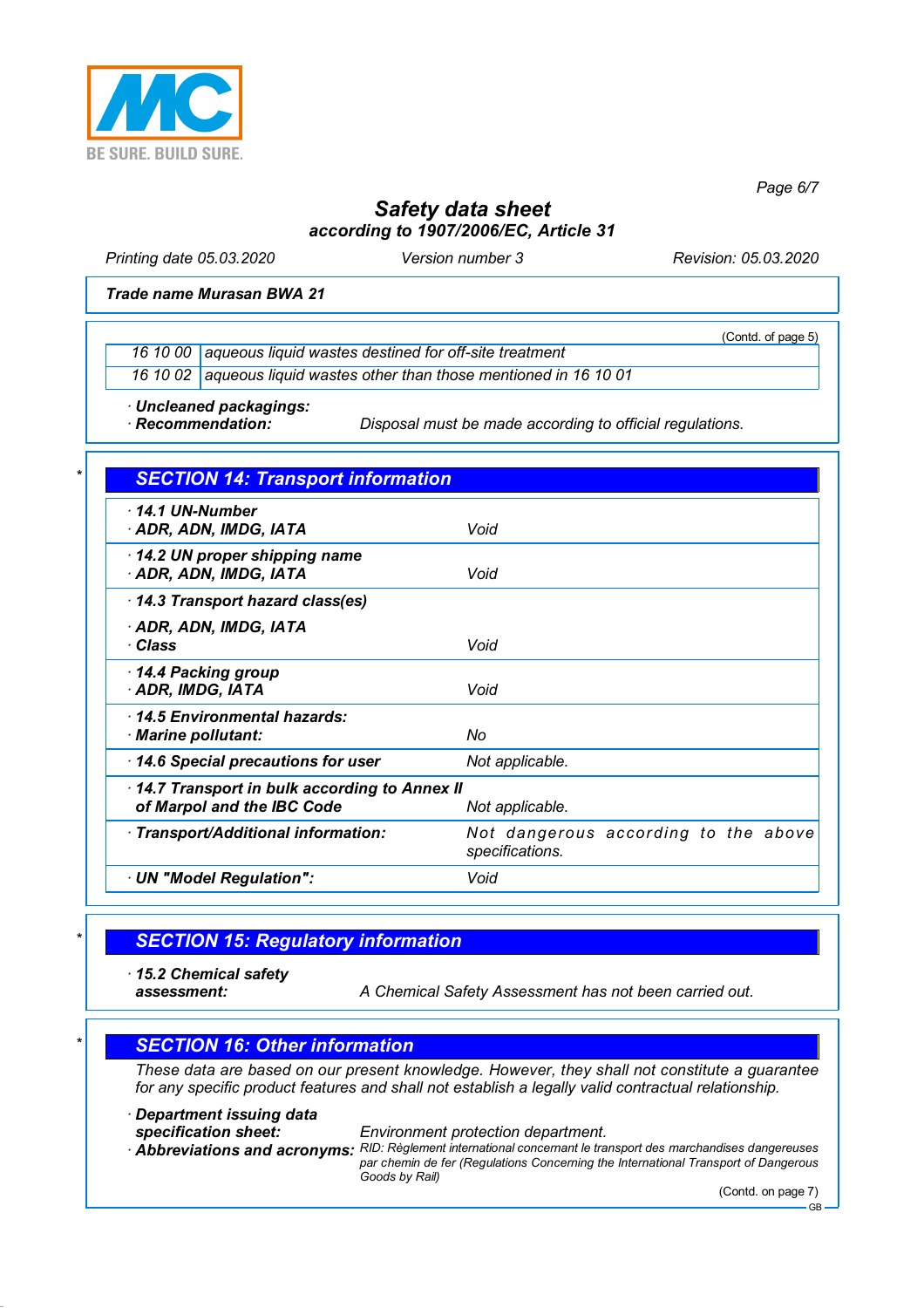**Trade name Murasan BWA 21**

(Contd. of page 5)

| | |
|---|---|
| 16 10 00 | aqueous liquid wastes destined for off-site treatment |
| 16 10 02 | aqueous liquid wastes other than those mentioned in 16 10 01 |

· **Uncleaned packagings:**
· **Recommendation:** Disposal must be made according to official regulations.

## SECTION 14: Transport information

| | |
|---|---|
| · **14.1 UN-Number**<br>· **ADR, ADN, IMDG, IATA** | Void |
| · **14.2 UN proper shipping name**<br>· **ADR, ADN, IMDG, IATA** | Void |
| · **14.3 Transport hazard class(es)**<br>· **ADR, ADN, IMDG, IATA**<br>· **Class** | Void |
| · **14.4 Packing group**<br>· **ADR, IMDG, IATA** | Void |
| · **14.5 Environmental hazards:**<br>· **Marine pollutant:** | No |
| · **14.6 Special precautions for user** | Not applicable. |
| · **14.7 Transport in bulk according to Annex II of Marpol and the IBC Code** | Not applicable. |
| · **Transport/Additional information:** | Not dangerous according to the above specifications. |
| · **UN "Model Regulation":** | Void |

## SECTION 15: Regulatory information

· **15.2 Chemical safety assessment:** A Chemical Safety Assessment has not been carried out.

## SECTION 16: Other information

These data are based on our present knowledge. However, they shall not constitute a guarantee for any specific product features and shall not establish a legally valid contractual relationship.

· **Department issuing data specification sheet:** Environment protection department.
· **Abbreviations and acronyms:** RID: Règlement international concernant le transport des marchandises dangereuses par chemin de fer (Regulations Concerning the International Transport of Dangerous Goods by Rail)

(Contd. on page 7)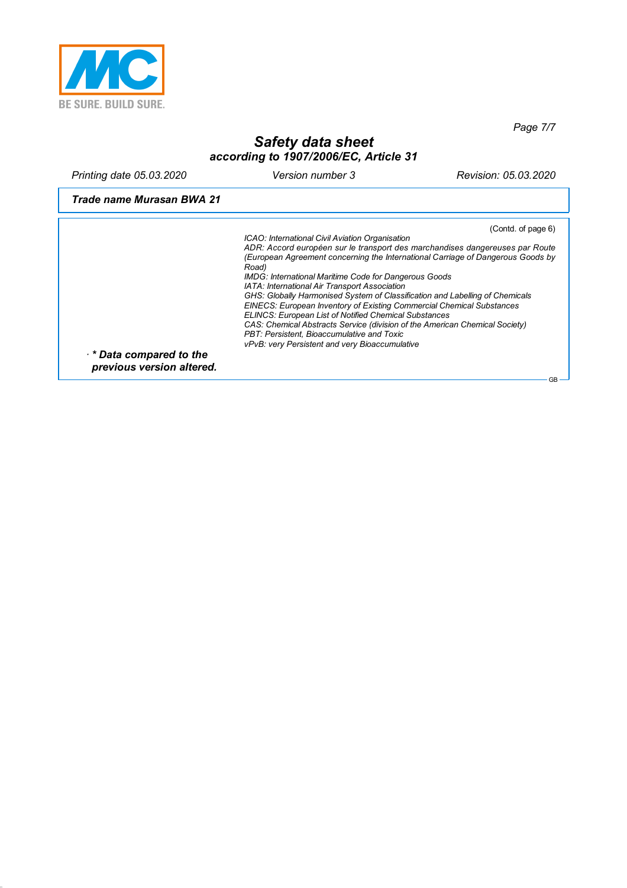**Trade name Murasan BWA 21**

(Contd. of page 6)

*ICAO: International Civil Aviation Organisation*
*ADR: Accord européen sur le transport des marchandises dangereuses par Route (European Agreement concerning the International Carriage of Dangerous Goods by Road)*
*IMDG: International Maritime Code for Dangerous Goods*
*IATA: International Air Transport Association*
*GHS: Globally Harmonised System of Classification and Labelling of Chemicals*
*EINECS: European Inventory of Existing Commercial Chemical Substances*
*ELINCS: European List of Notified Chemical Substances*
*CAS: Chemical Abstracts Service (division of the American Chemical Society)*
*PBT: Persistent, Bioaccumulative and Toxic*
*vPvB: very Persistent and very Bioaccumulative*

· ***\* Data compared to the previous version altered.***

GB